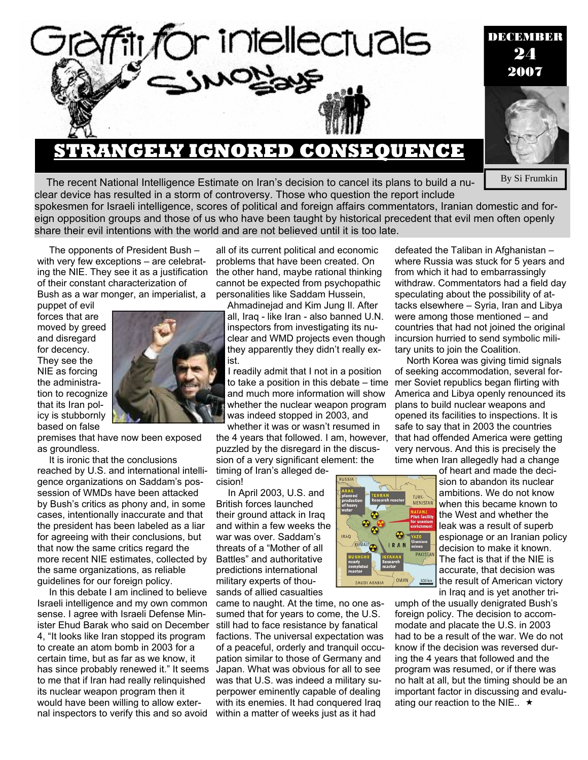# Graffiti for intellectuals

## SIMON says

DECEMBER 24 2007

# STRANGELY IGNORED CONSEQUENCE

By Si Frumkin

The recent National Intelligence Estimate on Iran's decision to cancel its plans to build a nuclear device has resulted in a storm of controversy. Those who question the report include spokesmen for Israeli intelligence, scores of political and foreign affairs commentators, Iranian domestic and foreign opposition groups and those of us who have been taught by historical precedent that evil men often openly share their evil intentions with the world and are not believed until it is too late.

The opponents of President Bush – with very few exceptions – are celebrating the NIE. They see it as a justification of their constant characterization of Bush as a war monger, an imperialist, a puppet of evil forces that are moved by greed and disregard for decency. They see the NIE as forcing the administration to recognize that its Iran policy is stubbornly based on false premises that have now been exposed as groundless.

It is ironic that the conclusions reached by U.S. and international intelligence organizations on Saddam's possession of WMDs have been attacked by Bush's critics as phony and, in some cases, intentionally inaccurate and that the president has been labeled as a liar for agreeing with their conclusions, but that now the same critics regard the more recent NIE estimates, collected by the same organizations, as reliable guidelines for our foreign policy.

In this debate I am inclined to believe Israeli intelligence and my own common sense. I agree with Israeli Defense Minister Ehud Barak who said on December 4, "It looks like Iran stopped its program to create an atom bomb in 2003 for a certain time, but as far as we know, it has since probably renewed it." It seems to me that if Iran had really relinquished its nuclear weapon program then it would have been willing to allow external inspectors to verify this and so avoid all of its current political and economic problems that have been created. On the other hand, maybe rational thinking cannot be expected from psychopathic personalities like Saddam Hussein, Ahmadinejad and Kim Jung Il. After all, Iraq - like Iran - also banned U.N. inspectors from investigating its nuclear and WMD projects even though they apparently they didn't really exist.

I readily admit that I not in a position to take a position in this debate – time and much more information will show whether the nuclear weapon program was indeed stopped in 2003, and whether it was or wasn't resumed in the 4 years that followed. I am, however, puzzled by the disregard in the discussion of a very significant element: the timing of Iran's alleged decision!

In April 2003, U.S. and British forces launched their ground attack in Iraq and within a few weeks the war was over. Saddam's threats of a "Mother of all Battles" and authoritative predictions international military experts of thousands of allied casualties came to naught. At the time, no one assumed that for years to come, the U.S. still had to face resistance by fanatical factions. The universal expectation was of a peaceful, orderly and tranquil occupation similar to those of Germany and Japan. What was obvious for all to see was that U.S. was indeed a military superpower eminently capable of dealing with its enemies. It had conquered Iraq within a matter of weeks just as it had defeated the Taliban in Afghanistan – where Russia was stuck for 5 years and from which it had to embarrassingly withdraw. Commentators had a field day speculating about the possibility of attacks elsewhere – Syria, Iran and Libya were among those mentioned – and countries that had not joined the original incursion hurried to send symbolic military units to join the Coalition.

North Korea was giving timid signals of seeking accommodation, several former Soviet republics began flirting with America and Libya openly renounced its plans to build nuclear weapons and opened its facilities to inspections. It is safe to say that in 2003 the countries that had offended America were getting very nervous. And this is precisely the time when Iran allegedly had a change of heart and made the decision to abandon its nuclear ambitions. We do not know when this became known to the West and whether the leak was a result of superb espionage or an Iranian policy decision to make it known. The fact is that if the NIE is accurate, that decision was the result of American victory in Iraq and is yet another triumph of the usually denigrated Bush's foreign policy. The decision to accommodate and placate the U.S. in 2003 had to be a result of the war. We do not know if the decision was reversed during the 4 years that followed and the program was resumed, or if there was no halt at all, but the timing should be an important factor in discussing and evaluating our reaction to the NIE.. ★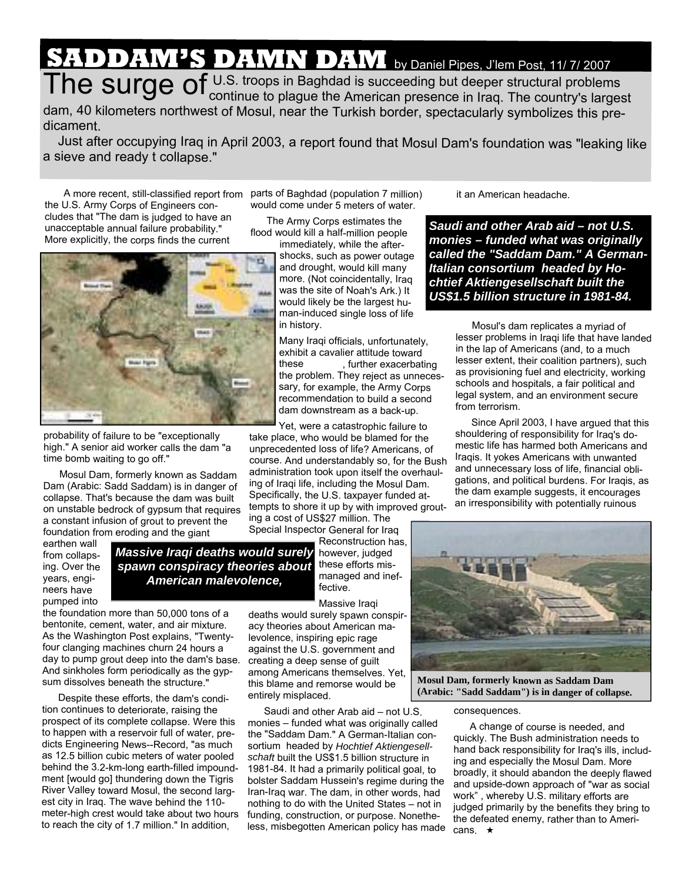# SADDAM'S DAMN DAM

by Daniel Pipes, J'lem Post, 11/ 7/ 2007

The surge of U.S. troops in Baghdad is succeeding but deeper structural problems continue to plague the American presence in Iraq. The country's largest dam, 40 kilometers northwest of Mosul, near the Turkish border, spectacularly symbolizes this predicament.

Just after occupying Iraq in April 2003, a report found that Mosul Dam's foundation was "leaking like a sieve and ready t collapse."

A more recent, still-classified report from the U.S. Army Corps of Engineers concludes that "The dam is judged to have an unacceptable annual failure probability." More explicitly, the corps finds the current probability of failure to be "exceptionally high." A senior aid worker calls the dam "a time bomb waiting to go off."

Mosul Dam, formerly known as Saddam Dam (Arabic: Sadd Saddam) is in danger of collapse. That's because the dam was built on unstable bedrock of gypsum that requires a constant infusion of grout to prevent the foundation from eroding and the giant earthen wall from collapsing. Over the years, engineers have pumped into the foundation more than 50,000 tons of a bentonite, cement, water, and air mixture. As the Washington Post explains, "Twenty-four clanging machines churn 24 hours a day to pump grout deep into the dam's base. And sinkholes form periodically as the gypsum dissolves beneath the structure."

Despite these efforts, the dam's condition continues to deteriorate, raising the prospect of its complete collapse. Were this to happen with a reservoir full of water, predicts Engineering News--Record, "as much as 12.5 billion cubic meters of water pooled behind the 3.2-km-long earth-filled impoundment [would go] thundering down the Tigris River Valley toward Mosul, the second largest city in Iraq. The wave behind the 110-meter-high crest would take about two hours to reach the city of 1.7 million." In addition, parts of Baghdad (population 7 million) would come under 5 meters of water.

The Army Corps estimates the flood would kill a half-million people immediately, while the aftershocks, such as power outage and drought, would kill many more. (Not coincidentally, Iraq was the site of Noah's Ark.) It would likely be the largest human-induced single loss of life in history.

Many Iraqi officials, unfortunately, exhibit a cavalier attitude toward these , further exacerbating the problem. They reject as unnecessary, for example, the Army Corps recommendation to build a second dam downstream as a back-up.

Yet, were a catastrophic failure to take place, who would be blamed for the unprecedented loss of life? Americans, of course. And understandably so, for the Bush administration took upon itself the overhauling of Iraqi life, including the Mosul Dam. Specifically, the U.S. taxpayer funded attempts to shore it up by with improved grouting a cost of US$27 million. The Special Inspector General for Iraq Reconstruction has, however, judged these efforts mismanaged and ineffective.

> ***Massive Iraqi deaths would surely spawn conspiracy theories about American malevolence,***

Massive Iraqi deaths would surely spawn conspiracy theories about American malevolence, inspiring epic rage against the U.S. government and creating a deep sense of guilt among Americans themselves. Yet, this blame and remorse would be entirely misplaced.

Saudi and other Arab aid – not U.S. monies – funded what was originally called the "Saddam Dam." A German-Italian consortium headed by *Hochtief Aktiengesellschaft* built the US$1.5 billion structure in 1981-84. It had a primarily political goal, to bolster Saddam Hussein's regime during the Iran-Iraq war. The dam, in other words, had nothing to do with the United States – not in funding, construction, or purpose. Nonetheless, misbegotten American policy has made it an American headache.

> ***Saudi and other Arab aid – not U.S. monies – funded what was originally called the "Saddam Dam." A German-Italian consortium headed by Hochtief Aktiengesellschaft built the US$1.5 billion structure in 1981-84.***

Mosul's dam replicates a myriad of lesser problems in Iraqi life that have landed in the lap of Americans (and, to a much lesser extent, their coalition partners), such as provisioning fuel and electricity, working schools and hospitals, a fair political and legal system, and an environment secure from terrorism.

Since April 2003, I have argued that this shouldering of responsibility for Iraq's domestic life has harmed both Americans and Iraqis. It yokes Americans with unwanted and unnecessary loss of life, financial obligations, and political burdens. For Iraqis, as the dam example suggests, it encourages an irresponsibility with potentially ruinous consequences.

**Mosul Dam, formerly known as Saddam Dam (Arabic: "Sadd Saddam") is in danger of collapse.**

A change of course is needed, and quickly. The Bush administration needs to hand back responsibility for Iraq's ills, including and especially the Mosul Dam. More broadly, it should abandon the deeply flawed and upside-down approach of "war as social work" , whereby U.S. military efforts are judged primarily by the benefits they bring to the defeated enemy, rather than to Americans. ★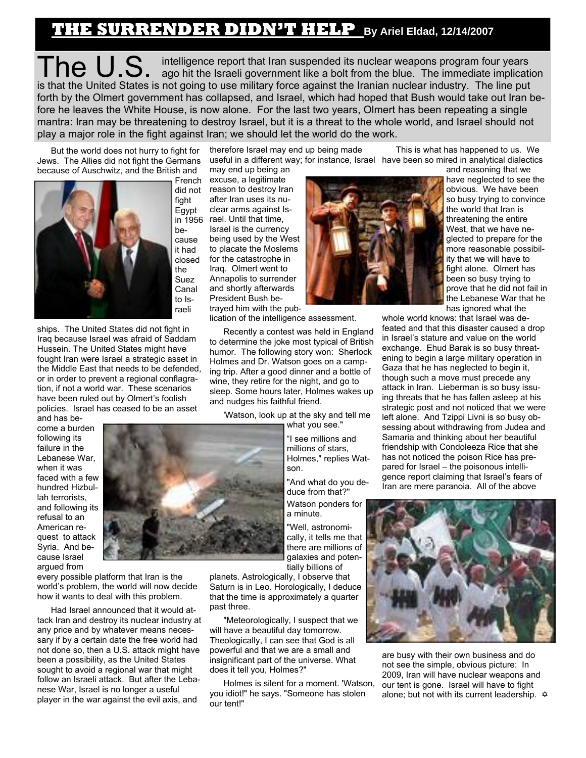# THE SURRENDER DIDN'T HELP By Ariel Eldad, 12/14/2007

The U.S. intelligence report that Iran suspended its nuclear weapons program four years ago hit the Israeli government like a bolt from the blue. The immediate implication is that the United States is not going to use military force against the Iranian nuclear industry. The line put forth by the Olmert government has collapsed, and Israel, which had hoped that Bush would take out Iran before he leaves the White House, is now alone. For the last two years, Olmert has been repeating a single mantra: Iran may be threatening to destroy Israel, but it is a threat to the whole world, and Israel should not play a major role in the fight against Iran; we should let the world do the work.

But the world does not hurry to fight for Jews. The Allies did not fight the Germans because of Auschwitz, and the British and French did not fight Egypt in 1956 because it had closed the Suez Canal to Israeli ships. The United States did not fight in Iraq because Israel was afraid of Saddam Hussein. The United States might have fought Iran were Israel a strategic asset in the Middle East that needs to be defended, or in order to prevent a regional conflagration, if not a world war. These scenarios have been ruled out by Olmert's foolish policies. Israel has ceased to be an asset and has become a burden following its failure in the Lebanese War, when it was faced with a few hundred Hizbullah terrorists, and following its refusal to an American request to attack Syria. And because Israel argued from every possible platform that Iran is the world's problem, the world will now decide how it wants to deal with this problem.

Had Israel announced that it would attack Iran and destroy its nuclear industry at any price and by whatever means necessary if by a certain date the free world had not done so, then a U.S. attack might have been a possibility, as the United States sought to avoid a regional war that might follow an Israeli attack. But after the Lebanese War, Israel is no longer a useful player in the war against the evil axis, and therefore Israel may end up being made useful in a different way; for instance, Israel may end up being an excuse, a legitimate reason to destroy Iran after Iran uses its nuclear arms against Israel. Until that time, Israel is the currency being used by the West to placate the Moslems for the catastrophe in Iraq. Olmert went to Annapolis to surrender and shortly afterwards President Bush betrayed him with the publication of the intelligence assessment.

Recently a contest was held in England to determine the joke most typical of British humor. The following story won: Sherlock Holmes and Dr. Watson goes on a camping trip. After a good dinner and a bottle of wine, they retire for the night, and go to sleep. Some hours later, Holmes wakes up and nudges his faithful friend.

'Watson, look up at the sky and tell me what you see."

"I see millions and millions of stars, Holmes," replies Watson.

"And what do you deduce from that?"

Watson ponders for a minute.

"Well, astronomically, it tells me that there are millions of galaxies and potentially billions of planets. Astrologically, I observe that Saturn is in Leo. Horologically, I deduce that the time is approximately a quarter past three.

"Meteorologically, I suspect that we will have a beautiful day tomorrow. Theologically, I can see that God is all powerful and that we are a small and insignificant part of the universe. What does it tell you, Holmes?"

Holmes is silent for a moment. 'Watson, you idiot!" he says. "Someone has stolen our tent!"

This is what has happened to us. We have been so mired in analytical dialectics and reasoning that we have neglected to see the obvious. We have been so busy trying to convince the world that Iran is threatening the entire West, that we have neglected to prepare for the more reasonable possibility that we will have to fight alone. Olmert has been so busy trying to prove that he did not fail in the Lebanese War that he has ignored what the whole world knows: that Israel was defeated and that this disaster caused a drop in Israel's stature and value on the world exchange. Ehud Barak is so busy threatening to begin a large military operation in Gaza that he has neglected to begin it, though such a move must precede any attack in Iran. Lieberman is so busy issuing threats that he has fallen asleep at his strategic post and not noticed that we were left alone. And Tzippi Livni is so busy obsessing about withdrawing from Judea and Samaria and thinking about her beautiful friendship with Condoleeza Rice that she has not noticed the poison Rice has prepared for Israel – the poisonous intelligence report claiming that Israel's fears of Iran are mere paranoia. All of the above are busy with their own business and do not see the simple, obvious picture: In 2009, Iran will have nuclear weapons and our tent is gone. Israel will have to fight alone; but not with its current leadership. ✡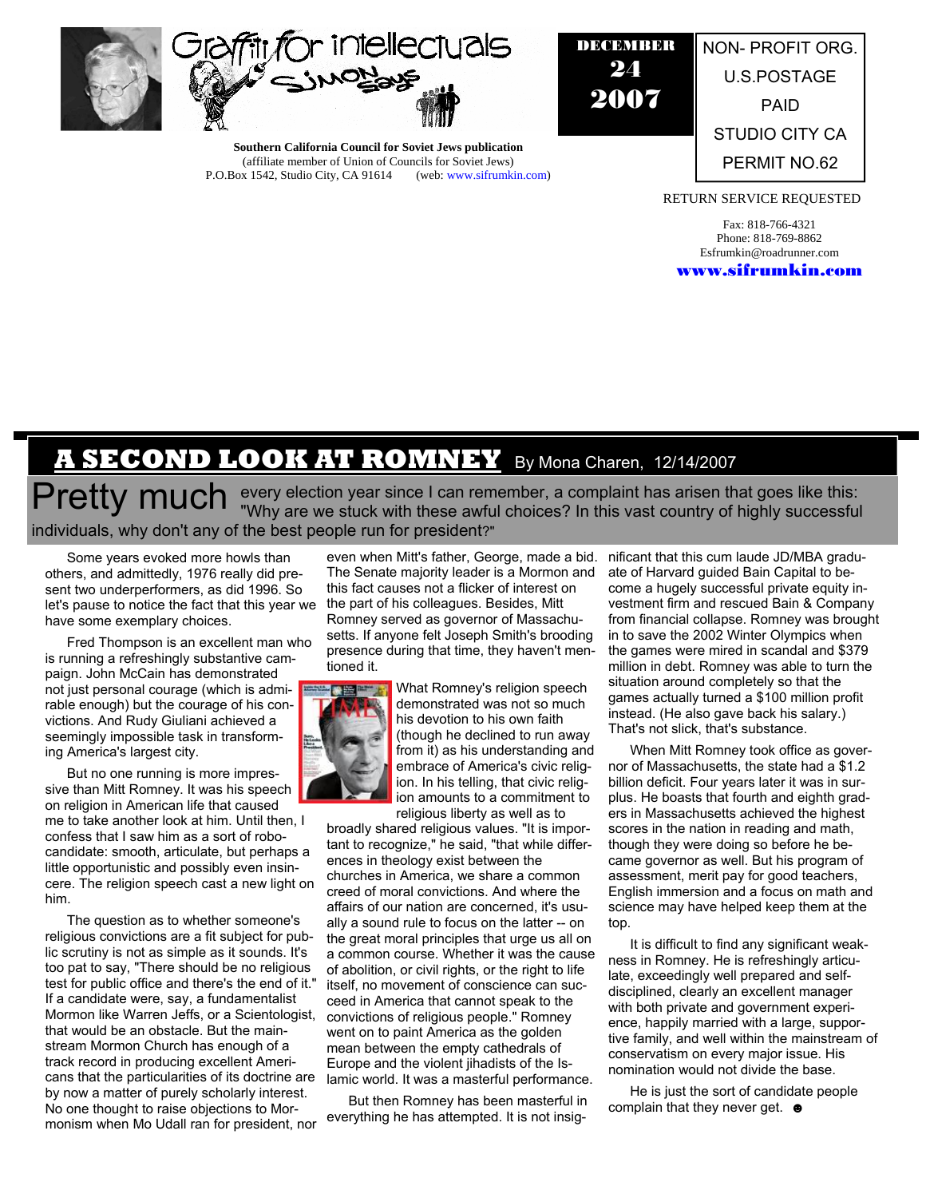Graffiti for intellectuals — Simon says

**Southern California Council for Soviet Jews publication**
(affiliate member of Union of Councils for Soviet Jews)
P.O.Box 1542, Studio City, CA 91614 (web: www.sifrumkin.com)

**DECEMBER 24 2007**

NON- PROFIT ORG.
U.S.POSTAGE
PAID
STUDIO CITY CA
PERMIT NO.62

RETURN SERVICE REQUESTED

Fax: 818-766-4321
Phone: 818-769-8862
Esfrumkin@roadrunner.com
**www.sifrumkin.com**

# A SECOND LOOK AT ROMNEY

By Mona Charen, 12/14/2007

Pretty much every election year since I can remember, a complaint has arisen that goes like this: "Why are we stuck with these awful choices? In this vast country of highly successful individuals, why don't any of the best people run for president?"

Some years evoked more howls than others, and admittedly, 1976 really did present two underperformers, as did 1996. So let's pause to notice the fact that this year we have some exemplary choices.

Fred Thompson is an excellent man who is running a refreshingly substantive campaign. John McCain has demonstrated not just personal courage (which is admirable enough) but the courage of his convictions. And Rudy Giuliani achieved a seemingly impossible task in transforming America's largest city.

But no one running is more impressive than Mitt Romney. It was his speech on religion in American life that caused me to take another look at him. Until then, I confess that I saw him as a sort of robo-candidate: smooth, articulate, but perhaps a little opportunistic and possibly even insincere. The religion speech cast a new light on him.

The question as to whether someone's religious convictions are a fit subject for public scrutiny is not as simple as it sounds. It's too pat to say, "There should be no religious test for public office and there's the end of it." If a candidate were, say, a fundamentalist Mormon like Warren Jeffs, or a Scientologist, that would be an obstacle. But the mainstream Mormon Church has enough of a track record in producing excellent Americans that the particularities of its doctrine are by now a matter of purely scholarly interest. No one thought to raise objections to Mormonism when Mo Udall ran for president, nor even when Mitt's father, George, made a bid. The Senate majority leader is a Mormon and this fact causes not a flicker of interest on the part of his colleagues. Besides, Mitt Romney served as governor of Massachusetts. If anyone felt Joseph Smith's brooding presence during that time, they haven't mentioned it.

What Romney's religion speech demonstrated was not so much his devotion to his own faith (though he declined to run away from it) as his understanding and embrace of America's civic religion. In his telling, that civic religion amounts to a commitment to religious liberty as well as to broadly shared religious values. "It is important to recognize," he said, "that while differences in theology exist between the churches in America, we share a common creed of moral convictions. And where the affairs of our nation are concerned, it's usually a sound rule to focus on the latter -- on the great moral principles that urge us all on a common course. Whether it was the cause of abolition, or civil rights, or the right to life itself, no movement of conscience can succeed in America that cannot speak to the convictions of religious people." Romney went on to paint America as the golden mean between the empty cathedrals of Europe and the violent jihadists of the Islamic world. It was a masterful performance.

But then Romney has been masterful in everything he has attempted. It is not insignificant that this cum laude JD/MBA graduate of Harvard guided Bain Capital to become a hugely successful private equity investment firm and rescued Bain & Company from financial collapse. Romney was brought in to save the 2002 Winter Olympics when the games were mired in scandal and $379 million in debt. Romney was able to turn the situation around completely so that the games actually turned a $100 million profit instead. (He also gave back his salary.) That's not slick, that's substance.

When Mitt Romney took office as governor of Massachusetts, the state had a $1.2 billion deficit. Four years later it was in surplus. He boasts that fourth and eighth graders in Massachusetts achieved the highest scores in the nation in reading and math, though they were doing so before he became governor as well. But his program of assessment, merit pay for good teachers, English immersion and a focus on math and science may have helped keep them at the top.

It is difficult to find any significant weakness in Romney. He is refreshingly articulate, exceedingly well prepared and self-disciplined, clearly an excellent manager with both private and government experience, happily married with a large, supportive family, and well within the mainstream of conservatism on every major issue. His nomination would not divide the base.

He is just the sort of candidate people complain that they never get. ☻